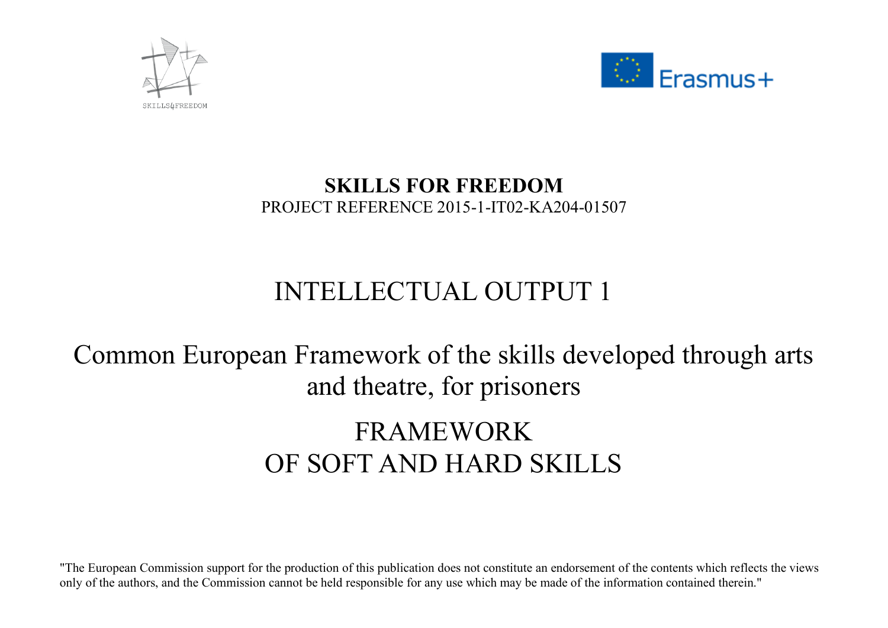SKILLS4FREEDOM

Erasmus+

**SKILLS FOR FREEDOM**

PROJECT REFERENCE 2015-1-IT02-KA204-01507

# INTELLECTUAL OUTPUT 1

# Common European Framework of the skills developed through arts and theatre, for prisoners

# FRAMEWORK OF SOFT AND HARD SKILLS

"The European Commission support for the production of this publication does not constitute an endorsement of the contents which reflects the views only of the authors, and the Commission cannot be held responsible for any use which may be made of the information contained therein."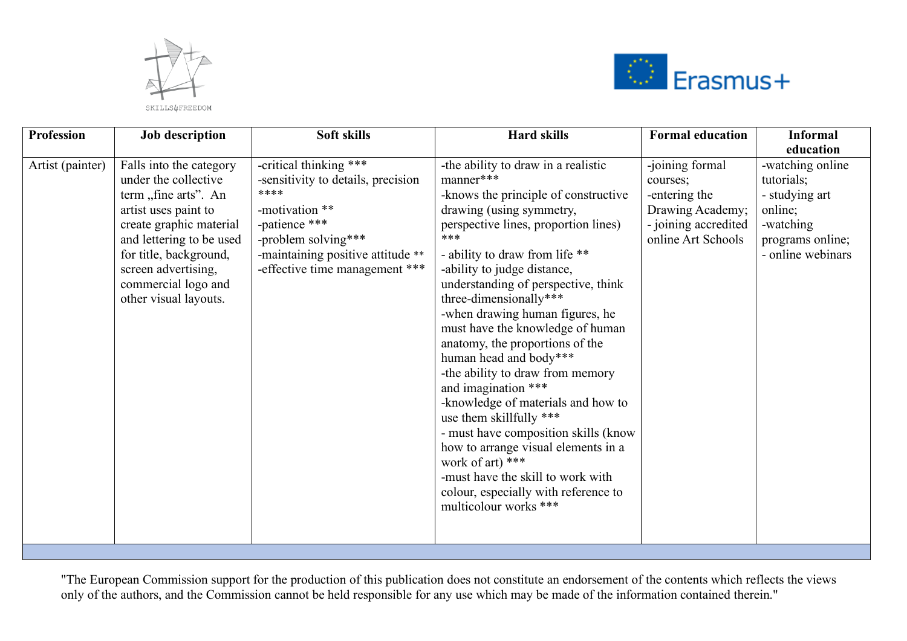| Profession | Job description | Soft skills | Hard skills | Formal education | Informal education |
|---|---|---|---|---|---|
| Artist (painter) | Falls into the category under the collective term „fine arts”. An artist uses paint to create graphic material and lettering to be used for title, background, screen advertising, commercial logo and other visual layouts. | -critical thinking ***<br>-sensitivity to details, precision ****<br>-motivation **<br>-patience ***<br>-problem solving***<br>-maintaining positive attitude **<br>-effective time management *** | -the ability to draw in a realistic manner***<br>-knows the principle of constructive drawing (using symmetry, perspective lines, proportion lines) ***<br>- ability to draw from life **<br>-ability to judge distance, understanding of perspective, think three-dimensionally***<br>-when drawing human figures, he must have the knowledge of human anatomy, the proportions of the human head and body***<br>-the ability to draw from memory and imagination ***<br>-knowledge of materials and how to use them skillfully ***<br>- must have composition skills (know how to arrange visual elements in a work of art) ***<br>-must have the skill to work with colour, especially with reference to multicolour works *** | -joining formal courses;<br>-entering the Drawing Academy;<br>- joining accredited online Art Schools | -watching online tutorials;<br>- studying art online;<br>-watching programs online;<br>- online webinars |

"The European Commission support for the production of this publication does not constitute an endorsement of the contents which reflects the views only of the authors, and the Commission cannot be held responsible for any use which may be made of the information contained therein."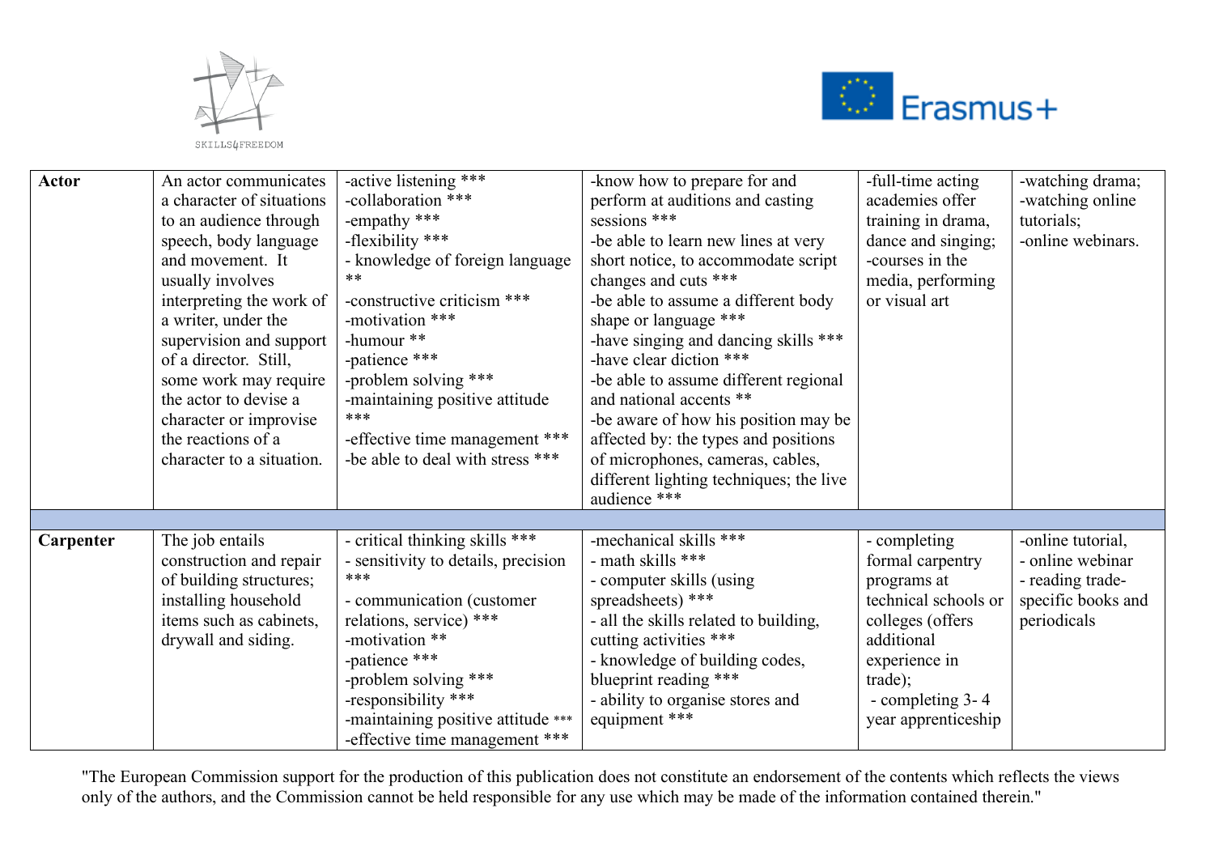| | | | | | |
|---|---|---|---|---|---|
| **Actor** | An actor communicates a character of situations to an audience through speech, body language and movement. It usually involves interpreting the work of a writer, under the supervision and support of a director. Still, some work may require the actor to devise a character or improvise the reactions of a character to a situation. | -active listening ***<br>-collaboration ***<br>-empathy ***<br>-flexibility ***<br>- knowledge of foreign language **<br>-constructive criticism ***<br>-motivation ***<br>-humour **<br>-patience ***<br>-problem solving ***<br>-maintaining positive attitude ***<br>-effective time management ***<br>-be able to deal with stress *** | -know how to prepare for and perform at auditions and casting sessions ***<br>-be able to learn new lines at very short notice, to accommodate script changes and cuts ***<br>-be able to assume a different body shape or language ***<br>-have singing and dancing skills ***<br>-have clear diction ***<br>-be able to assume different regional and national accents **<br>-be aware of how his position may be affected by: the types and positions of microphones, cameras, cables, different lighting techniques; the live audience *** | -full-time acting academies offer training in drama, dance and singing;<br>-courses in the media, performing or visual art | -watching drama;<br>-watching online tutorials;<br>-online webinars. |
| | | | | | |
| **Carpenter** | The job entails construction and repair of building structures; installing household items such as cabinets, drywall and siding. | - critical thinking skills ***<br>- sensitivity to details, precision ***<br>- communication (customer relations, service) ***<br>-motivation **<br>-patience ***<br>-problem solving ***<br>-responsibility ***<br>-maintaining positive attitude ***<br>-effective time management *** | -mechanical skills ***<br>- math skills ***<br>- computer skills (using spreadsheets) ***<br>- all the skills related to building, cutting activities ***<br>- knowledge of building codes, blueprint reading ***<br>- ability to organise stores and equipment *** | - completing formal carpentry programs at technical schools or colleges (offers additional experience in trade);<br>- completing 3- 4 year apprenticeship | -online tutorial,<br>- online webinar<br>- reading trade-specific books and periodicals |

"The European Commission support for the production of this publication does not constitute an endorsement of the contents which reflects the views only of the authors, and the Commission cannot be held responsible for any use which may be made of the information contained therein."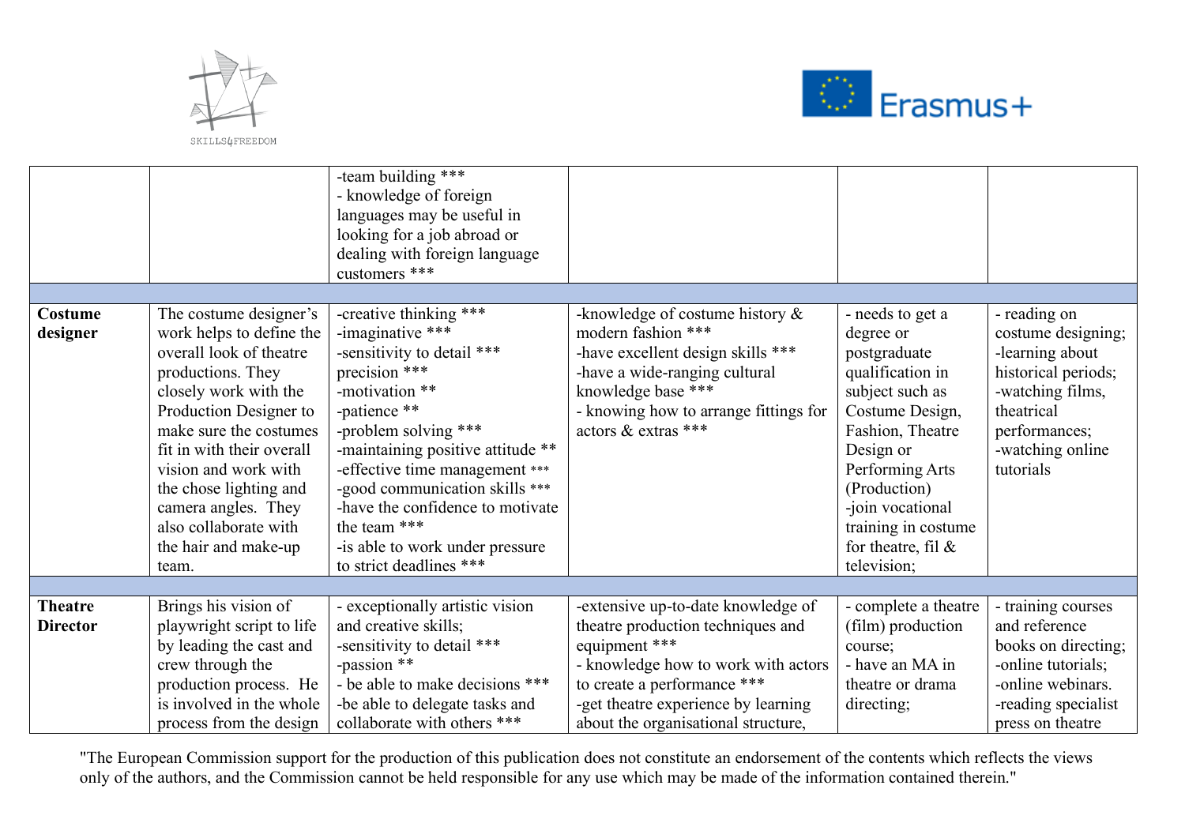| | | -team building ***<br>- knowledge of foreign languages may be useful in looking for a job abroad or dealing with foreign language customers *** | | | |
|---|---|---|---|---|---|
| | | | | | |
| **Costume designer** | The costume designer's work helps to define the overall look of theatre productions. They closely work with the Production Designer to make sure the costumes fit in with their overall vision and work with the chose lighting and camera angles. They also collaborate with the hair and make-up team. | -creative thinking ***<br>-imaginative ***<br>-sensitivity to detail ***<br>precision ***<br>-motivation **<br>-patience **<br>-problem solving ***<br>-maintaining positive attitude **<br>-effective time management ***<br>-good communication skills ***<br>-have the confidence to motivate the team ***<br>-is able to work under pressure to strict deadlines *** | -knowledge of costume history & modern fashion ***<br>-have excellent design skills ***<br>-have a wide-ranging cultural knowledge base ***<br>- knowing how to arrange fittings for actors & extras *** | - needs to get a degree or postgraduate qualification in subject such as Costume Design, Fashion, Theatre Design or Performing Arts (Production)<br>-join vocational training in costume for theatre, fil & television; | - reading on costume designing;<br>-learning about historical periods;<br>-watching films, theatrical performances;<br>-watching online tutorials |
| | | | | | |
| **Theatre Director** | Brings his vision of playwright script to life by leading the cast and crew through the production process. He is involved in the whole process from the design | - exceptionally artistic vision and creative skills;<br>-sensitivity to detail ***<br>-passion **<br>- be able to make decisions ***<br>-be able to delegate tasks and collaborate with others *** | -extensive up-to-date knowledge of theatre production techniques and equipment ***<br>- knowledge how to work with actors to create a performance ***<br>-get theatre experience by learning about the organisational structure, | - complete a theatre (film) production course;<br>- have an MA in theatre or drama directing; | - training courses and reference books on directing;<br>-online tutorials;<br>-online webinars.<br>-reading specialist press on theatre |

"The European Commission support for the production of this publication does not constitute an endorsement of the contents which reflects the views only of the authors, and the Commission cannot be held responsible for any use which may be made of the information contained therein."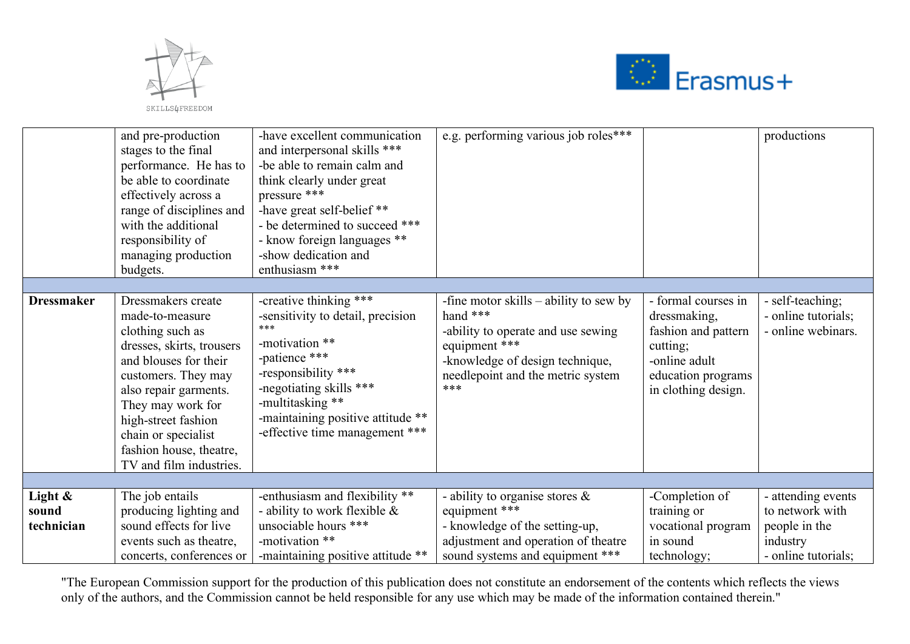| | | | | | |
|---|---|---|---|---|---|
| | and pre-production stages to the final performance. He has to be able to coordinate effectively across a range of disciplines and with the additional responsibility of managing production budgets. | -have excellent communication and interpersonal skills ***<br>-be able to remain calm and think clearly under great pressure ***<br>-have great self-belief **<br>- be determined to succeed ***<br>- know foreign languages **<br>-show dedication and enthusiasm *** | e.g. performing various job roles*** | | productions |
| | | | | | |
| **Dressmaker** | Dressmakers create made-to-measure clothing such as dresses, skirts, trousers and blouses for their customers. They may also repair garments. They may work for high-street fashion chain or specialist fashion house, theatre, TV and film industries. | -creative thinking ***<br>-sensitivity to detail, precision ***<br>-motivation **<br>-patience ***<br>-responsibility ***<br>-negotiating skills ***<br>-multitasking **<br>-maintaining positive attitude **<br>-effective time management *** | -fine motor skills – ability to sew by hand ***<br>-ability to operate and use sewing equipment ***<br>-knowledge of design technique, needlepoint and the metric system *** | - formal courses in dressmaking, fashion and pattern cutting;<br>-online adult education programs in clothing design. | - self-teaching;<br>- online tutorials;<br>- online webinars. |
| | | | | | |
| **Light & sound technician** | The job entails producing lighting and sound effects for live events such as theatre, concerts, conferences or | -enthusiasm and flexibility **<br>- ability to work flexible & unsociable hours ***<br>-motivation **<br>-maintaining positive attitude ** | - ability to organise stores & equipment ***<br>- knowledge of the setting-up, adjustment and operation of theatre sound systems and equipment *** | -Completion of training or vocational program in sound technology; | - attending events to network with people in the industry<br>- online tutorials; |

"The European Commission support for the production of this publication does not constitute an endorsement of the contents which reflects the views only of the authors, and the Commission cannot be held responsible for any use which may be made of the information contained therein."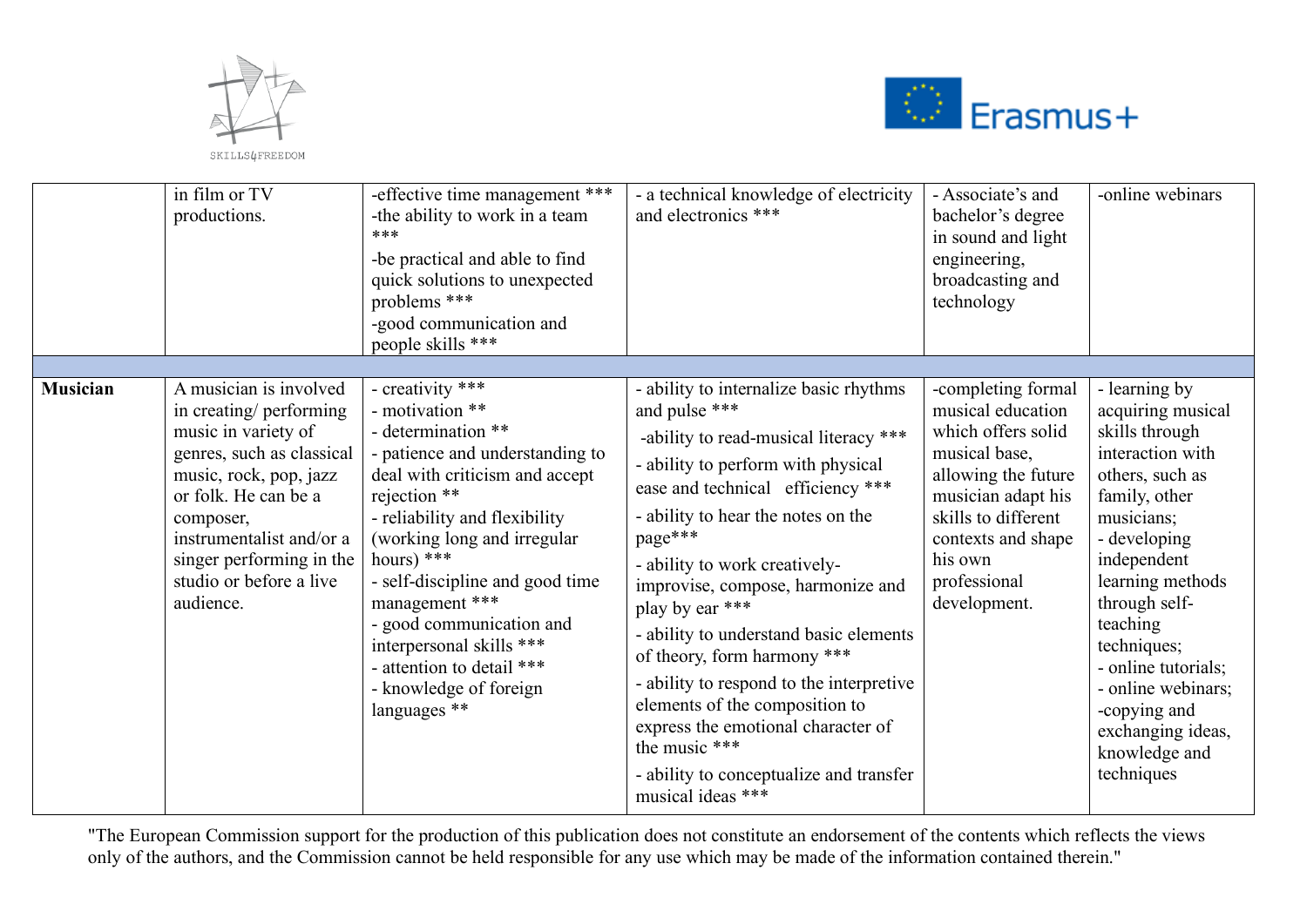| | | | | | |
|---|---|---|---|---|---|
| | in film or TV productions. | -effective time management ***<br>-the ability to work in a team ***<br>-be practical and able to find quick solutions to unexpected problems ***<br>-good communication and people skills *** | - a technical knowledge of electricity and electronics *** | - Associate's and bachelor's degree in sound and light engineering, broadcasting and technology | -online webinars |
| | | | | | |
| **Musician** | A musician is involved in creating/ performing music in variety of genres, such as classical music, rock, pop, jazz or folk. He can be a composer, instrumentalist and/or a singer performing in the studio or before a live audience. | - creativity ***<br>- motivation **<br>- determination **<br>- patience and understanding to deal with criticism and accept rejection **<br>- reliability and flexibility (working long and irregular hours) ***<br>- self-discipline and good time management ***<br>- good communication and interpersonal skills ***<br>- attention to detail ***<br>- knowledge of foreign languages ** | - ability to internalize basic rhythms and pulse ***<br>-ability to read-musical literacy ***<br>- ability to perform with physical ease and technical efficiency ***<br>- ability to hear the notes on the page***<br>- ability to work creatively- improvise, compose, harmonize and play by ear ***<br>- ability to understand basic elements of theory, form harmony ***<br>- ability to respond to the interpretive elements of the composition to express the emotional character of the music ***<br>- ability to conceptualize and transfer musical ideas *** | -completing formal musical education which offers solid musical base, allowing the future musician adapt his skills to different contexts and shape his own professional development. | - learning by acquiring musical skills through interaction with others, such as family, other musicians;<br>- developing independent learning methods through self-teaching techniques;<br>- online tutorials;<br>- online webinars;<br>-copying and exchanging ideas, knowledge and techniques |

"The European Commission support for the production of this publication does not constitute an endorsement of the contents which reflects the views only of the authors, and the Commission cannot be held responsible for any use which may be made of the information contained therein."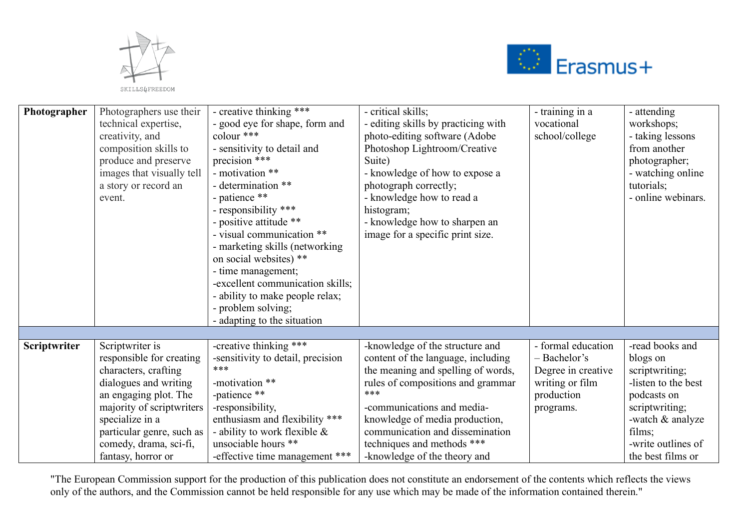| | | | | | |
|---|---|---|---|---|---|
| **Photographer** | Photographers use their technical expertise, creativity, and composition skills to produce and preserve images that visually tell a story or record an event. | - creative thinking ***<br>- good eye for shape, form and colour ***<br>- sensitivity to detail and precision ***<br>- motivation **<br>- determination **<br>- patience **<br>- responsibility ***<br>- positive attitude **<br>- visual communication **<br>- marketing skills (networking on social websites) **<br>- time management;<br>-excellent communication skills;<br>- ability to make people relax;<br>- problem solving;<br>- adapting to the situation | - critical skills;<br>- editing skills by practicing with photo-editing software (Adobe Photoshop Lightroom/Creative Suite)<br>- knowledge of how to expose a photograph correctly;<br>- knowledge how to read a histogram;<br>- knowledge how to sharpen an image for a specific print size. | - training in a vocational school/college | - attending workshops;<br>- taking lessons from another photographer;<br>- watching online tutorials;<br>- online webinars. |
| | | | | | |
| **Scriptwriter** | Scriptwriter is responsible for creating characters, crafting dialogues and writing an engaging plot. The majority of scriptwriters specialize in a particular genre, such as comedy, drama, sci-fi, fantasy, horror or | -creative thinking ***<br>-sensitivity to detail, precision ***<br>-motivation **<br>-patience **<br>-responsibility, enthusiasm and flexibility ***<br>- ability to work flexible & unsociable hours **<br>-effective time management *** | -knowledge of the structure and content of the language, including the meaning and spelling of words, rules of compositions and grammar ***<br>-communications and media-knowledge of media production, communication and dissemination techniques and methods ***<br>-knowledge of the theory and | - formal education – Bachelor's Degree in creative writing or film production programs. | -read books and blogs on scriptwriting;<br>-listen to the best podcasts on scriptwriting;<br>-watch & analyze films;<br>-write outlines of the best films or |

"The European Commission support for the production of this publication does not constitute an endorsement of the contents which reflects the views only of the authors, and the Commission cannot be held responsible for any use which may be made of the information contained therein."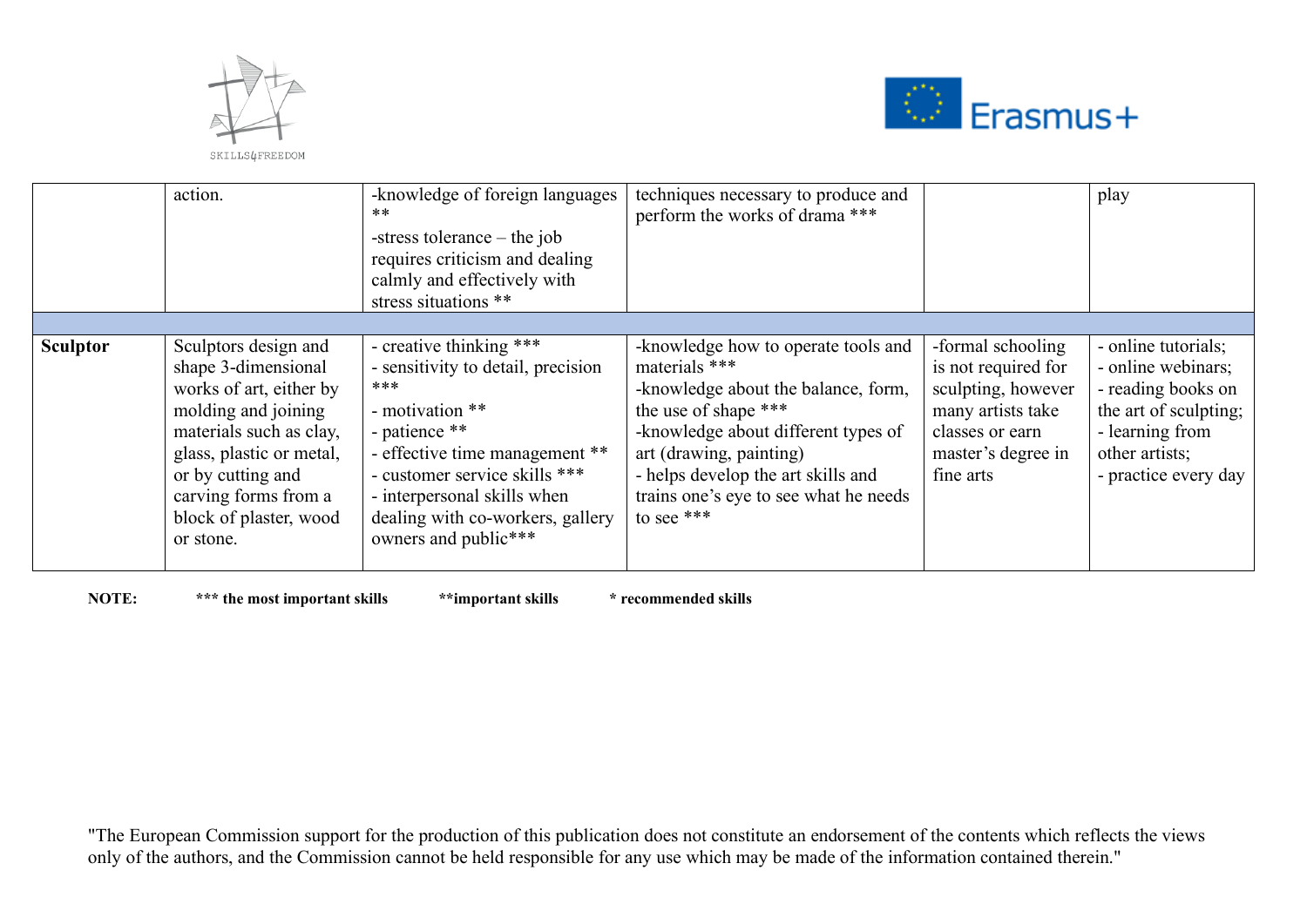| | | | | | |
|---|---|---|---|---|---|
| | action. | -knowledge of foreign languages ** <br> -stress tolerance – the job requires criticism and dealing calmly and effectively with stress situations ** | techniques necessary to produce and perform the works of drama *** | | play |
| | | | | | |
| **Sculptor** | Sculptors design and shape 3-dimensional works of art, either by molding and joining materials such as clay, glass, plastic or metal, or by cutting and carving forms from a block of plaster, wood or stone. | - creative thinking *** <br> - sensitivity to detail, precision *** <br> - motivation ** <br> - patience ** <br> - effective time management ** <br> - customer service skills *** <br> - interpersonal skills when dealing with co-workers, gallery owners and public*** | -knowledge how to operate tools and materials *** <br> -knowledge about the balance, form, the use of shape *** <br> -knowledge about different types of art (drawing, painting) <br> - helps develop the art skills and trains one's eye to see what he needs to see *** | -formal schooling is not required for sculpting, however many artists take classes or earn master's degree in fine arts | - online tutorials; <br> - online webinars; <br> - reading books on the art of sculpting; <br> - learning from other artists; <br> - practice every day |

**NOTE:** **\*\*\* the most important skills** **\*\*important skills** **\* recommended skills**

"The European Commission support for the production of this publication does not constitute an endorsement of the contents which reflects the views only of the authors, and the Commission cannot be held responsible for any use which may be made of the information contained therein."